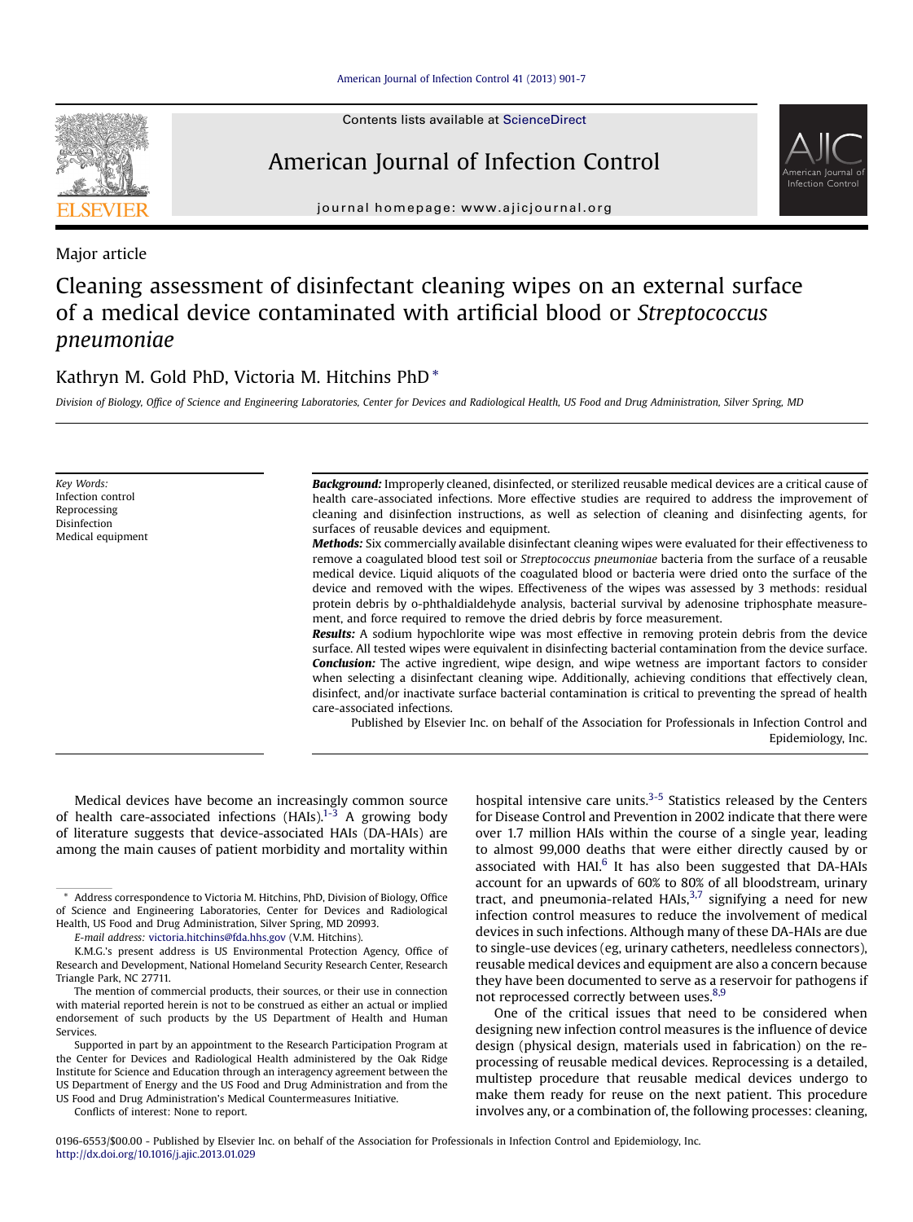Major article

# Cleaning assessment of disinfectant cleaning wipes on an external surface of a medical device contaminated with artificial blood or *Streptococcus pneumoniae*

Kathryn M. Gold PhD, Victoria M. Hitchins PhD *

*Division of Biology, Office of Science and Engineering Laboratories, Center for Devices and Radiological Health, US Food and Drug Administration, Silver Spring, MD*

*Key Words:*
Infection control
Reprocessing
Disinfection
Medical equipment

***Background:*** Improperly cleaned, disinfected, or sterilized reusable medical devices are a critical cause of health care-associated infections. More effective studies are required to address the improvement of cleaning and disinfection instructions, as well as selection of cleaning and disinfecting agents, for surfaces of reusable devices and equipment.

***Methods:*** Six commercially available disinfectant cleaning wipes were evaluated for their effectiveness to remove a coagulated blood test soil or *Streptococcus pneumoniae* bacteria from the surface of a reusable medical device. Liquid aliquots of the coagulated blood or bacteria were dried onto the surface of the device and removed with the wipes. Effectiveness of the wipes was assessed by 3 methods: residual protein debris by o-phthaldialdehyde analysis, bacterial survival by adenosine triphosphate measurement, and force required to remove the dried debris by force measurement.

***Results:*** A sodium hypochlorite wipe was most effective in removing protein debris from the device surface. All tested wipes were equivalent in disinfecting bacterial contamination from the device surface.

***Conclusion:*** The active ingredient, wipe design, and wipe wetness are important factors to consider when selecting a disinfectant cleaning wipe. Additionally, achieving conditions that effectively clean, disinfect, and/or inactivate surface bacterial contamination is critical to preventing the spread of health care-associated infections.

Published by Elsevier Inc. on behalf of the Association for Professionals in Infection Control and Epidemiology, Inc.

Medical devices have become an increasingly common source of health care-associated infections (HAIs).[1-3] A growing body of literature suggests that device-associated HAIs (DA-HAIs) are among the main causes of patient morbidity and mortality within hospital intensive care units.[3-5] Statistics released by the Centers for Disease Control and Prevention in 2002 indicate that there were over 1.7 million HAIs within the course of a single year, leading to almost 99,000 deaths that were either directly caused by or associated with HAI.[6] It has also been suggested that DA-HAIs account for an upwards of 60% to 80% of all bloodstream, urinary tract, and pneumonia-related HAIs,[3,7] signifying a need for new infection control measures to reduce the involvement of medical devices in such infections. Although many of these DA-HAIs are due to single-use devices (eg, urinary catheters, needleless connectors), reusable medical devices and equipment are also a concern because they have been documented to serve as a reservoir for pathogens if not reprocessed correctly between uses.[8,9]

One of the critical issues that need to be considered when designing new infection control measures is the influence of device design (physical design, materials used in fabrication) on the reprocessing of reusable medical devices. Reprocessing is a detailed, multistep procedure that reusable medical devices undergo to make them ready for reuse on the next patient. This procedure involves any, or a combination of, the following processes: cleaning,

* Address correspondence to Victoria M. Hitchins, PhD, Division of Biology, Office of Science and Engineering Laboratories, Center for Devices and Radiological Health, US Food and Drug Administration, Silver Spring, MD 20993.

*E-mail address:* victoria.hitchins@fda.hhs.gov (V.M. Hitchins).

K.M.G.'s present address is US Environmental Protection Agency, Office of Research and Development, National Homeland Security Research Center, Research Triangle Park, NC 27711.

The mention of commercial products, their sources, or their use in connection with material reported herein is not to be construed as either an actual or implied endorsement of such products by the US Department of Health and Human Services.

Supported in part by an appointment to the Research Participation Program at the Center for Devices and Radiological Health administered by the Oak Ridge Institute for Science and Education through an interagency agreement between the US Department of Energy and the US Food and Drug Administration and from the US Food and Drug Administration's Medical Countermeasures Initiative.

Conflicts of interest: None to report.

0196-6553/$00.00 - Published by Elsevier Inc. on behalf of the Association for Professionals in Infection Control and Epidemiology, Inc.
http://dx.doi.org/10.1016/j.ajic.2013.01.029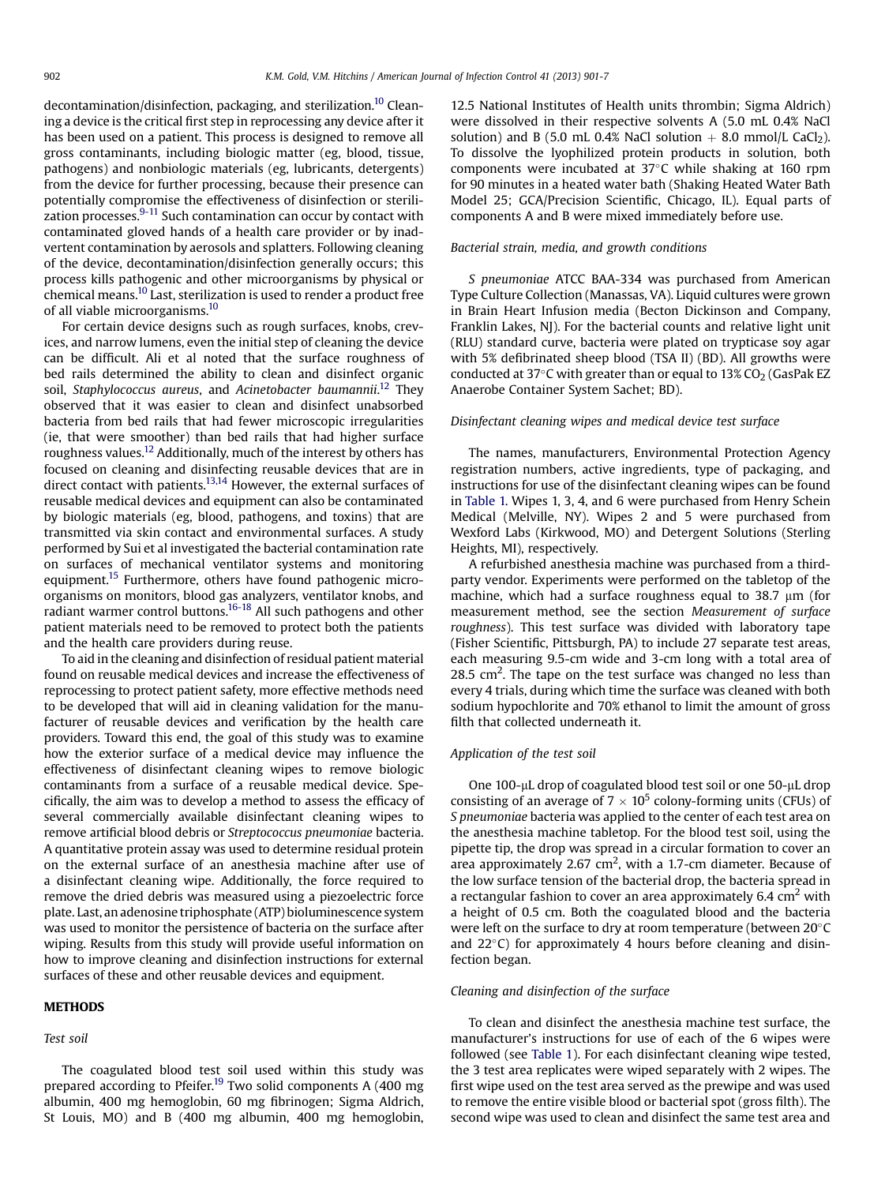decontamination/disinfection, packaging, and sterilization.[10] Cleaning a device is the critical first step in reprocessing any device after it has been used on a patient. This process is designed to remove all gross contaminants, including biologic matter (eg, blood, tissue, pathogens) and nonbiologic materials (eg, lubricants, detergents) from the device for further processing, because their presence can potentially compromise the effectiveness of disinfection or sterilization processes.[9-11] Such contamination can occur by contact with contaminated gloved hands of a health care provider or by inadvertent contamination by aerosols and splatters. Following cleaning of the device, decontamination/disinfection generally occurs; this process kills pathogenic and other microorganisms by physical or chemical means.[10] Last, sterilization is used to render a product free of all viable microorganisms.[10]

For certain device designs such as rough surfaces, knobs, crevices, and narrow lumens, even the initial step of cleaning the device can be difficult. Ali et al noted that the surface roughness of bed rails determined the ability to clean and disinfect organic soil, *Staphylococcus aureus*, and *Acinetobacter baumannii*.[12] They observed that it was easier to clean and disinfect unabsorbed bacteria from bed rails that had fewer microscopic irregularities (ie, that were smoother) than bed rails that had higher surface roughness values.[12] Additionally, much of the interest by others has focused on cleaning and disinfecting reusable devices that are in direct contact with patients.[13,14] However, the external surfaces of reusable medical devices and equipment can also be contaminated by biologic materials (eg, blood, pathogens, and toxins) that are transmitted via skin contact and environmental surfaces. A study performed by Sui et al investigated the bacterial contamination rate on surfaces of mechanical ventilator systems and monitoring equipment.[15] Furthermore, others have found pathogenic microorganisms on monitors, blood gas analyzers, ventilator knobs, and radiant warmer control buttons.[16-18] All such pathogens and other patient materials need to be removed to protect both the patients and the health care providers during reuse.

To aid in the cleaning and disinfection of residual patient material found on reusable medical devices and increase the effectiveness of reprocessing to protect patient safety, more effective methods need to be developed that will aid in cleaning validation for the manufacturer of reusable devices and verification by the health care providers. Toward this end, the goal of this study was to examine how the exterior surface of a medical device may influence the effectiveness of disinfectant cleaning wipes to remove biologic contaminants from a surface of a reusable medical device. Specifically, the aim was to develop a method to assess the efficacy of several commercially available disinfectant cleaning wipes to remove artificial blood debris or *Streptococcus pneumoniae* bacteria. A quantitative protein assay was used to determine residual protein on the external surface of an anesthesia machine after use of a disinfectant cleaning wipe. Additionally, the force required to remove the dried debris was measured using a piezoelectric force plate. Last, an adenosine triphosphate (ATP) bioluminescence system was used to monitor the persistence of bacteria on the surface after wiping. Results from this study will provide useful information on how to improve cleaning and disinfection instructions for external surfaces of these and other reusable devices and equipment.

## METHODS

### Test soil

The coagulated blood test soil used within this study was prepared according to Pfeifer.[19] Two solid components A (400 mg albumin, 400 mg hemoglobin, 60 mg fibrinogen; Sigma Aldrich, St Louis, MO) and B (400 mg albumin, 400 mg hemoglobin, 12.5 National Institutes of Health units thrombin; Sigma Aldrich) were dissolved in their respective solvents A (5.0 mL 0.4% NaCl solution) and B (5.0 mL 0.4% NaCl solution + 8.0 mmol/L $CaCl_2$). To dissolve the lyophilized protein products in solution, both components were incubated at 37°C while shaking at 160 rpm for 90 minutes in a heated water bath (Shaking Heated Water Bath Model 25; GCA/Precision Scientific, Chicago, IL). Equal parts of components A and B were mixed immediately before use.

### Bacterial strain, media, and growth conditions

*S pneumoniae* ATCC BAA-334 was purchased from American Type Culture Collection (Manassas, VA). Liquid cultures were grown in Brain Heart Infusion media (Becton Dickinson and Company, Franklin Lakes, NJ). For the bacterial counts and relative light unit (RLU) standard curve, bacteria were plated on trypticase soy agar with 5% defibrinated sheep blood (TSA II) (BD). All growths were conducted at 37°C with greater than or equal to 13% $CO_2$ (GasPak EZ Anaerobe Container System Sachet; BD).

### Disinfectant cleaning wipes and medical device test surface

The names, manufacturers, Environmental Protection Agency registration numbers, active ingredients, type of packaging, and instructions for use of the disinfectant cleaning wipes can be found in Table 1. Wipes 1, 3, 4, and 6 were purchased from Henry Schein Medical (Melville, NY). Wipes 2 and 5 were purchased from Wexford Labs (Kirkwood, MO) and Detergent Solutions (Sterling Heights, MI), respectively.

A refurbished anesthesia machine was purchased from a third-party vendor. Experiments were performed on the tabletop of the machine, which had a surface roughness equal to 38.7 μm (for measurement method, see the section *Measurement of surface roughness*). This test surface was divided with laboratory tape (Fisher Scientific, Pittsburgh, PA) to include 27 separate test areas, each measuring 9.5-cm wide and 3-cm long with a total area of 28.5 $cm^2$. The tape on the test surface was changed no less than every 4 trials, during which time the surface was cleaned with both sodium hypochlorite and 70% ethanol to limit the amount of gross filth that collected underneath it.

### Application of the test soil

One 100-μL drop of coagulated blood test soil or one 50-μL drop consisting of an average of $7 \times 10^5$ colony-forming units (CFUs) of *S pneumoniae* bacteria was applied to the center of each test area on the anesthesia machine tabletop. For the blood test soil, using the pipette tip, the drop was spread in a circular formation to cover an area approximately 2.67 $cm^2$, with a 1.7-cm diameter. Because of the low surface tension of the bacterial drop, the bacteria spread in a rectangular fashion to cover an area approximately 6.4 $cm^2$ with a height of 0.5 cm. Both the coagulated blood and the bacteria were left on the surface to dry at room temperature (between 20°C and 22°C) for approximately 4 hours before cleaning and disinfection began.

### Cleaning and disinfection of the surface

To clean and disinfect the anesthesia machine test surface, the manufacturer's instructions for use of each of the 6 wipes were followed (see Table 1). For each disinfectant cleaning wipe tested, the 3 test area replicates were wiped separately with 2 wipes. The first wipe used on the test area served as the prewipe and was used to remove the entire visible blood or bacterial spot (gross filth). The second wipe was used to clean and disinfect the same test area and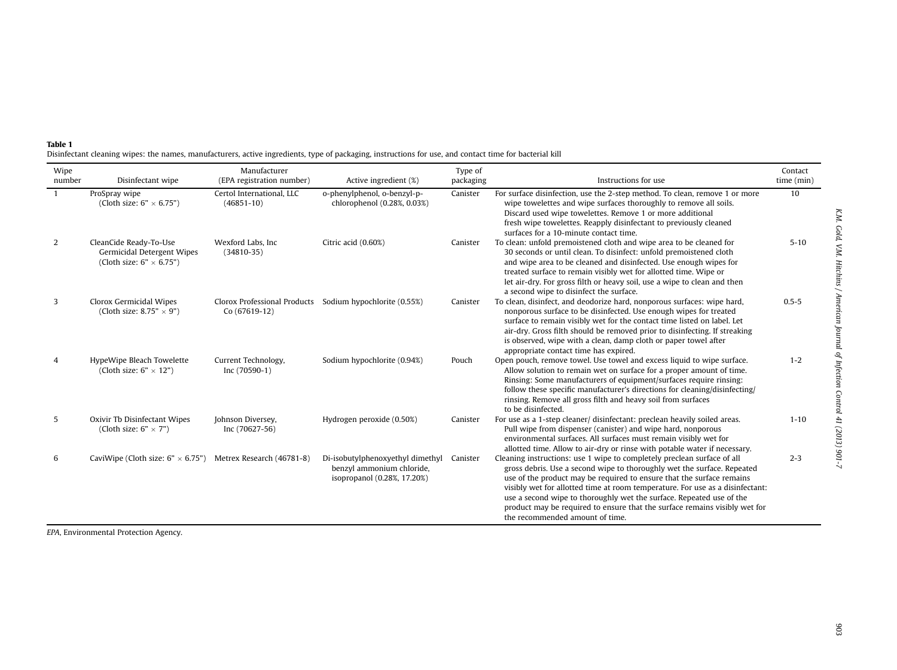**Table 1**

Disinfectant cleaning wipes: the names, manufacturers, active ingredients, type of packaging, instructions for use, and contact time for bacterial kill

| Wipe number | Disinfectant wipe | Manufacturer (EPA registration number) | Active ingredient (%) | Type of packaging | Instructions for use | Contact time (min) |
|---|---|---|---|---|---|---|
| 1 | ProSpray wipe (Cloth size: 6" × 6.75") | Certol International, LLC (46851-10) | o-phenylphenol, o-benzyl-p-chlorophenol (0.28%, 0.03%) | Canister | For surface disinfection, use the 2-step method. To clean, remove 1 or more wipe towelettes and wipe surfaces thoroughly to remove all soils. Discard used wipe towelettes. Remove 1 or more additional fresh wipe towelettes. Reapply disinfectant to previously cleaned surfaces for a 10-minute contact time. | 10 |
| 2 | CleanCide Ready-To-Use Germicidal Detergent Wipes (Cloth size: 6" × 6.75") | Wexford Labs, Inc (34810-35) | Citric acid (0.60%) | Canister | To clean: unfold premoistened cloth and wipe area to be cleaned for 30 seconds or until clean. To disinfect: unfold premoistened cloth and wipe area to be cleaned and disinfected. Use enough wipes for treated surface to remain visibly wet for allotted time. Wipe or let air-dry. For gross filth or heavy soil, use a wipe to clean and then a second wipe to disinfect the surface. | 5-10 |
| 3 | Clorox Germicidal Wipes (Cloth size: 8.75" × 9") | Clorox Professional Products Co (67619-12) | Sodium hypochlorite (0.55%) | Canister | To clean, disinfect, and deodorize hard, nonporous surfaces: wipe hard, nonporous surface to be disinfected. Use enough wipes for treated surface to remain visibly wet for the contact time listed on label. Let air-dry. Gross filth should be removed prior to disinfecting. If streaking is observed, wipe with a clean, damp cloth or paper towel after appropriate contact time has expired. | 0.5-5 |
| 4 | HypeWipe Bleach Towelette (Cloth size: 6" × 12") | Current Technology, Inc (70590-1) | Sodium hypochlorite (0.94%) | Pouch | Open pouch, remove towel. Use towel and excess liquid to wipe surface. Allow solution to remain wet on surface for a proper amount of time. Rinsing: Some manufacturers of equipment/surfaces require rinsing: follow these specific manufacturer's directions for cleaning/disinfecting/rinsing. Remove all gross filth and heavy soil from surfaces to be disinfected. | 1-2 |
| 5 | Oxivir Tb Disinfectant Wipes (Cloth size: 6" × 7") | Johnson Diversey, Inc (70627-56) | Hydrogen peroxide (0.50%) | Canister | For use as a 1-step cleaner/ disinfectant: preclean heavily soiled areas. Pull wipe from dispenser (canister) and wipe hard, nonporous environmental surfaces. All surfaces must remain visibly wet for allotted time. Allow to air-dry or rinse with potable water if necessary. | 1-10 |
| 6 | CaviWipe (Cloth size: 6" × 6.75") | Metrex Research (46781-8) | Di-isobutylphenoxyethyl dimethyl benzyl ammonium chloride, isopropanol (0.28%, 17.20%) | Canister | Cleaning instructions: use 1 wipe to completely preclean surface of all gross debris. Use a second wipe to thoroughly wet the surface. Repeated use of the product may be required to ensure that the surface remains visibly wet for allotted time at room temperature. For use as a disinfectant: use a second wipe to thoroughly wet the surface. Repeated use of the product may be required to ensure that the surface remains visibly wet for the recommended amount of time. | 2-3 |

*EPA*, Environmental Protection Agency.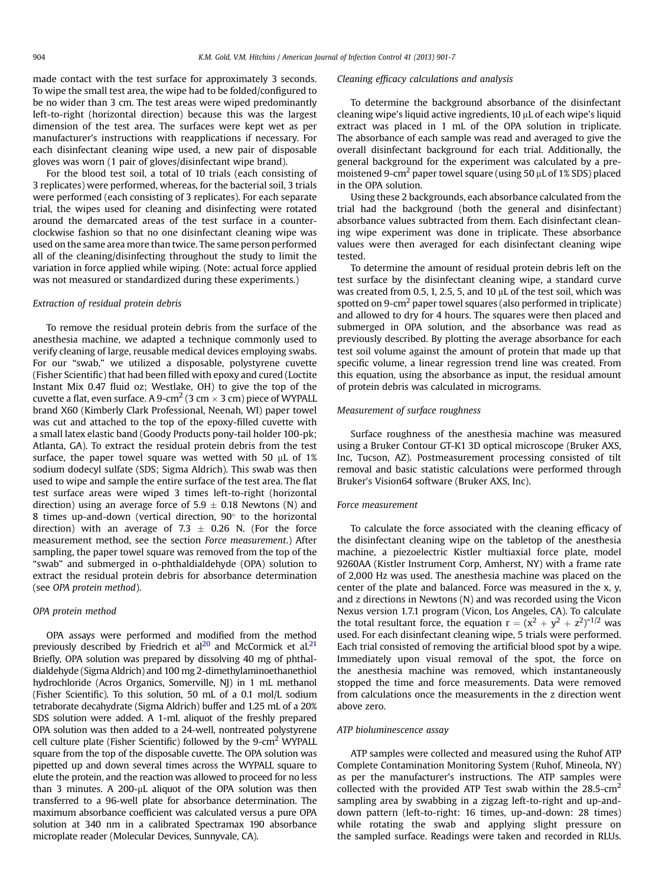made contact with the test surface for approximately 3 seconds. To wipe the small test area, the wipe had to be folded/configured to be no wider than 3 cm. The test areas were wiped predominantly left-to-right (horizontal direction) because this was the largest dimension of the test area. The surfaces were kept wet as per manufacturer's instructions with reapplications if necessary. For each disinfectant cleaning wipe used, a new pair of disposable gloves was worn (1 pair of gloves/disinfectant wipe brand).

For the blood test soil, a total of 10 trials (each consisting of 3 replicates) were performed, whereas, for the bacterial soil, 3 trials were performed (each consisting of 3 replicates). For each separate trial, the wipes used for cleaning and disinfecting were rotated around the demarcated areas of the test surface in a counterclockwise fashion so that no one disinfectant cleaning wipe was used on the same area more than twice. The same person performed all of the cleaning/disinfecting throughout the study to limit the variation in force applied while wiping. (Note: actual force applied was not measured or standardized during these experiments.)

*Extraction of residual protein debris*

To remove the residual protein debris from the surface of the anesthesia machine, we adapted a technique commonly used to verify cleaning of large, reusable medical devices employing swabs. For our "swab," we utilized a disposable, polystyrene cuvette (Fisher Scientific) that had been filled with epoxy and cured (Loctite Instant Mix 0.47 fluid oz; Westlake, OH) to give the top of the cuvette a flat, even surface. A 9-cm$^2$ (3 cm $\times$ 3 cm) piece of WYPALL brand X60 (Kimberly Clark Professional, Neenah, WI) paper towel was cut and attached to the top of the epoxy-filled cuvette with a small latex elastic band (Goody Products pony-tail holder 100-pk; Atlanta, GA). To extract the residual protein debris from the test surface, the paper towel square was wetted with 50 μL of 1% sodium dodecyl sulfate (SDS; Sigma Aldrich). This swab was then used to wipe and sample the entire surface of the test area. The flat test surface areas were wiped 3 times left-to-right (horizontal direction) using an average force of 5.9 $\pm$ 0.18 Newtons (N) and 8 times up-and-down (vertical direction, 90° to the horizontal direction) with an average of 7.3 $\pm$ 0.26 N. (For the force measurement method, see the section *Force measurement*.) After sampling, the paper towel square was removed from the top of the "swab" and submerged in o-phthaldialdehyde (OPA) solution to extract the residual protein debris for absorbance determination (see *OPA protein method*).

*OPA protein method*

OPA assays were performed and modified from the method previously described by Friedrich et al[20] and McCormick et al.[21] Briefly, OPA solution was prepared by dissolving 40 mg of phthaldialdehyde (Sigma Aldrich) and 100 mg 2-dimethylaminoethanethiol hydrochloride (Acros Organics, Somerville, NJ) in 1 mL methanol (Fisher Scientific). To this solution, 50 mL of a 0.1 mol/L sodium tetraborate decahydrate (Sigma Aldrich) buffer and 1.25 mL of a 20% SDS solution were added. A 1-mL aliquot of the freshly prepared OPA solution was then added to a 24-well, nontreated polystyrene cell culture plate (Fisher Scientific) followed by the 9-cm$^2$ WYPALL square from the top of the disposable cuvette. The OPA solution was pipetted up and down several times across the WYPALL square to elute the protein, and the reaction was allowed to proceed for no less than 3 minutes. A 200-μL aliquot of the OPA solution was then transferred to a 96-well plate for absorbance determination. The maximum absorbance coefficient was calculated versus a pure OPA solution at 340 nm in a calibrated Spectramax 190 absorbance microplate reader (Molecular Devices, Sunnyvale, CA).

*Cleaning efficacy calculations and analysis*

To determine the background absorbance of the disinfectant cleaning wipe's liquid active ingredients, 10 μL of each wipe's liquid extract was placed in 1 mL of the OPA solution in triplicate. The absorbance of each sample was read and averaged to give the overall disinfectant background for each trial. Additionally, the general background for the experiment was calculated by a premoistened 9-cm$^2$ paper towel square (using 50 μL of 1% SDS) placed in the OPA solution.

Using these 2 backgrounds, each absorbance calculated from the trial had the background (both the general and disinfectant) absorbance values subtracted from them. Each disinfectant cleaning wipe experiment was done in triplicate. These absorbance values were then averaged for each disinfectant cleaning wipe tested.

To determine the amount of residual protein debris left on the test surface by the disinfectant cleaning wipe, a standard curve was created from 0.5, 1, 2.5, 5, and 10 μL of the test soil, which was spotted on 9-cm$^2$ paper towel squares (also performed in triplicate) and allowed to dry for 4 hours. The squares were then placed and submerged in OPA solution, and the absorbance was read as previously described. By plotting the average absorbance for each test soil volume against the amount of protein that made up that specific volume, a linear regression trend line was created. From this equation, using the absorbance as input, the residual amount of protein debris was calculated in micrograms.

*Measurement of surface roughness*

Surface roughness of the anesthesia machine was measured using a Bruker Contour GT-K1 3D optical microscope (Bruker AXS, Inc, Tucson, AZ). Postmeasurement processing consisted of tilt removal and basic statistic calculations were performed through Bruker's Vision64 software (Bruker AXS, Inc).

*Force measurement*

To calculate the force associated with the cleaning efficacy of the disinfectant cleaning wipe on the tabletop of the anesthesia machine, a piezoelectric Kistler multiaxial force plate, model 9260AA (Kistler Instrument Corp, Amherst, NY) with a frame rate of 2,000 Hz was used. The anesthesia machine was placed on the center of the plate and balanced. Force was measured in the x, y, and z directions in Newtons (N) and was recorded using the Vicon Nexus version 1.7.1 program (Vicon, Los Angeles, CA). To calculate the total resultant force, the equation $r = (x^2 + y^2 + z^2)^{1/2}$ was used. For each disinfectant cleaning wipe, 5 trials were performed. Each trial consisted of removing the artificial blood spot by a wipe. Immediately upon visual removal of the spot, the force on the anesthesia machine was removed, which instantaneously stopped the time and force measurements. Data were removed from calculations once the measurements in the z direction went above zero.

*ATP bioluminescence assay*

ATP samples were collected and measured using the Ruhof ATP Complete Contamination Monitoring System (Ruhof, Mineola, NY) as per the manufacturer's instructions. The ATP samples were collected with the provided ATP Test swab within the 28.5-cm$^2$ sampling area by swabbing in a zigzag left-to-right and up-and-down pattern (left-to-right: 16 times, up-and-down: 28 times) while rotating the swab and applying slight pressure on the sampled surface. Readings were taken and recorded in RLUs.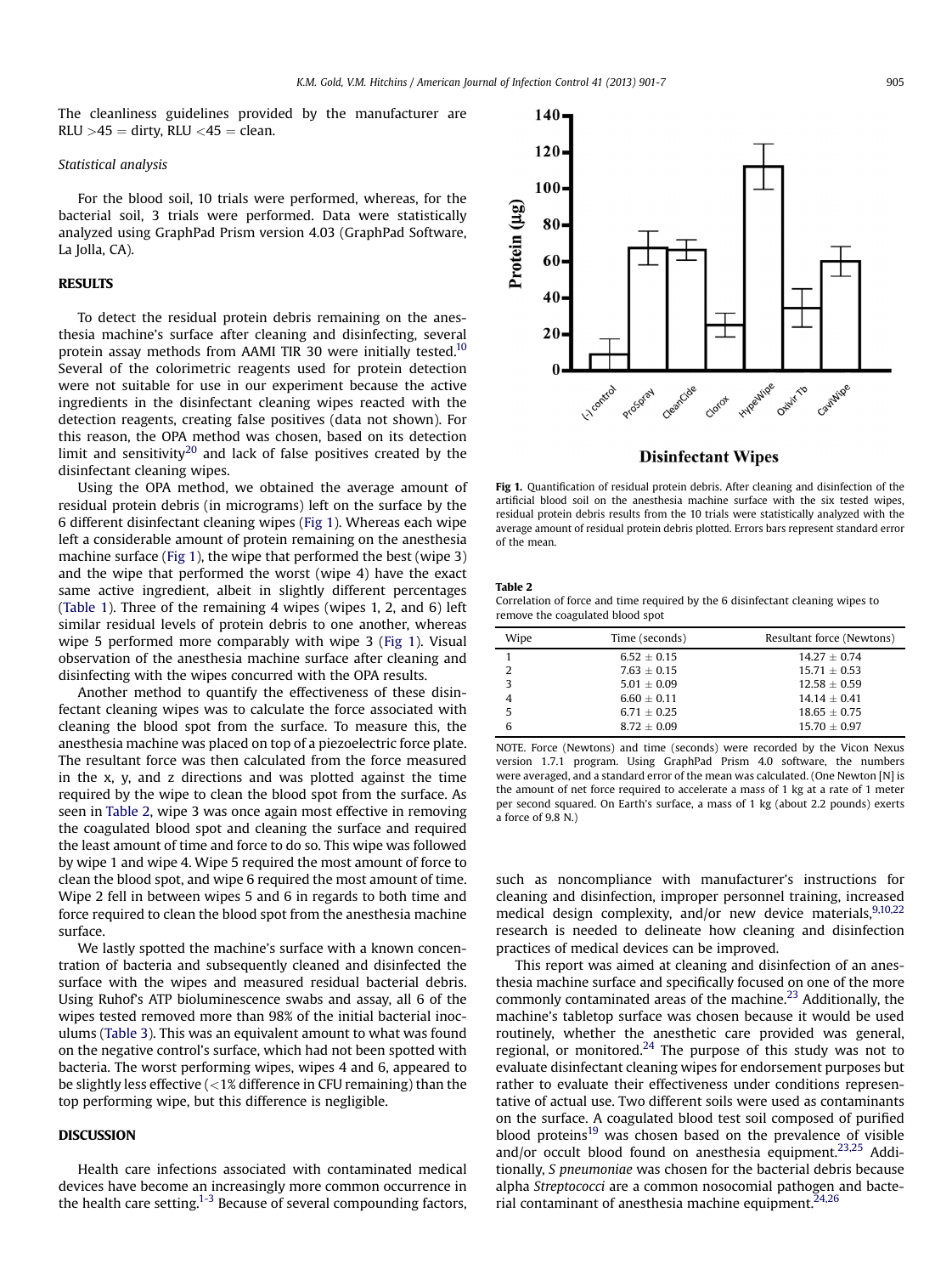The cleanliness guidelines provided by the manufacturer are RLU >45 = dirty, RLU <45 = clean.

*Statistical analysis*

For the blood soil, 10 trials were performed, whereas, for the bacterial soil, 3 trials were performed. Data were statistically analyzed using GraphPad Prism version 4.03 (GraphPad Software, La Jolla, CA).

## RESULTS

To detect the residual protein debris remaining on the anesthesia machine's surface after cleaning and disinfecting, several protein assay methods from AAMI TIR 30 were initially tested.[10] Several of the colorimetric reagents used for protein detection were not suitable for use in our experiment because the active ingredients in the disinfectant cleaning wipes reacted with the detection reagents, creating false positives (data not shown). For this reason, the OPA method was chosen, based on its detection limit and sensitivity[20] and lack of false positives created by the disinfectant cleaning wipes.

Using the OPA method, we obtained the average amount of residual protein debris (in micrograms) left on the surface by the 6 different disinfectant cleaning wipes (Fig 1). Whereas each wipe left a considerable amount of protein remaining on the anesthesia machine surface (Fig 1), the wipe that performed the best (wipe 3) and the wipe that performed the worst (wipe 4) have the exact same active ingredient, albeit in slightly different percentages (Table 1). Three of the remaining 4 wipes (wipes 1, 2, and 6) left similar residual levels of protein debris to one another, whereas wipe 5 performed more comparably with wipe 3 (Fig 1). Visual observation of the anesthesia machine surface after cleaning and disinfecting with the wipes concurred with the OPA results.

Another method to quantify the effectiveness of these disinfectant cleaning wipes was to calculate the force associated with cleaning the blood spot from the surface. To measure this, the anesthesia machine was placed on top of a piezoelectric force plate. The resultant force was then calculated from the force measured in the x, y, and z directions and was plotted against the time required by the wipe to clean the blood spot from the surface. As seen in Table 2, wipe 3 was once again most effective in removing the coagulated blood spot and cleaning the surface and required the least amount of time and force to do so. This wipe was followed by wipe 1 and wipe 4. Wipe 5 required the most amount of force to clean the blood spot, and wipe 6 required the most amount of time. Wipe 2 fell in between wipes 5 and 6 in regards to both time and force required to clean the blood spot from the anesthesia machine surface.

We lastly spotted the machine's surface with a known concentration of bacteria and subsequently cleaned and disinfected the surface with the wipes and measured residual bacterial debris. Using Ruhof's ATP bioluminescence swabs and assay, all 6 of the wipes tested removed more than 98% of the initial bacterial inoculums (Table 3). This was an equivalent amount to what was found on the negative control's surface, which had not been spotted with bacteria. The worst performing wipes, wipes 4 and 6, appeared to be slightly less effective (<1% difference in CFU remaining) than the top performing wipe, but this difference is negligible.

**Fig 1.** Quantification of residual protein debris. After cleaning and disinfection of the artificial blood soil on the anesthesia machine surface with the six tested wipes, residual protein debris results from the 10 trials were statistically analyzed with the average amount of residual protein debris plotted. Errors bars represent standard error of the mean.

**Table 2**
Correlation of force and time required by the 6 disinfectant cleaning wipes to remove the coagulated blood spot

| Wipe | Time (seconds) | Resultant force (Newtons) |
|---|---|---|
| 1 | 6.52 ± 0.15 | 14.27 ± 0.74 |
| 2 | 7.63 ± 0.15 | 15.71 ± 0.53 |
| 3 | 5.01 ± 0.09 | 12.58 ± 0.59 |
| 4 | 6.60 ± 0.11 | 14.14 ± 0.41 |
| 5 | 6.71 ± 0.25 | 18.65 ± 0.75 |
| 6 | 8.72 ± 0.09 | 15.70 ± 0.97 |

NOTE. Force (Newtons) and time (seconds) were recorded by the Vicon Nexus version 1.7.1 program. Using GraphPad Prism 4.0 software, the numbers were averaged, and a standard error of the mean was calculated. (One Newton [N] is the amount of net force required to accelerate a mass of 1 kg at a rate of 1 meter per second squared. On Earth's surface, a mass of 1 kg (about 2.2 pounds) exerts a force of 9.8 N.)

## DISCUSSION

Health care infections associated with contaminated medical devices have become an increasingly more common occurrence in the health care setting.[1-3] Because of several compounding factors, such as noncompliance with manufacturer's instructions for cleaning and disinfection, improper personnel training, increased medical design complexity, and/or new device materials,[9,10,22] research is needed to delineate how cleaning and disinfection practices of medical devices can be improved.

This report was aimed at cleaning and disinfection of an anesthesia machine surface and specifically focused on one of the more commonly contaminated areas of the machine.[23] Additionally, the machine's tabletop surface was chosen because it would be used routinely, whether the anesthetic care provided was general, regional, or monitored.[24] The purpose of this study was not to evaluate disinfectant cleaning wipes for endorsement purposes but rather to evaluate their effectiveness under conditions representative of actual use. Two different soils were used as contaminants on the surface. A coagulated blood test soil composed of purified blood proteins[19] was chosen based on the prevalence of visible and/or occult blood found on anesthesia equipment.[23,25] Additionally, *S pneumoniae* was chosen for the bacterial debris because alpha *Streptococci* are a common nosocomial pathogen and bacterial contaminant of anesthesia machine equipment.[24,26]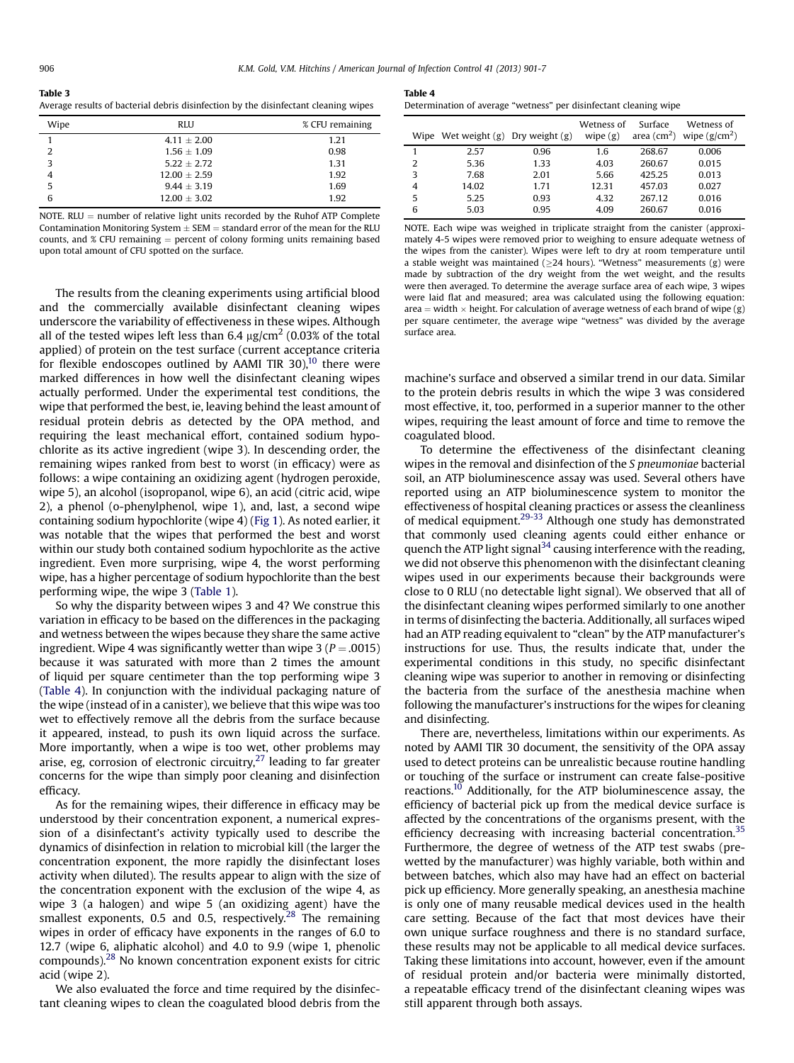**Table 3**
Average results of bacterial debris disinfection by the disinfectant cleaning wipes

| Wipe | RLU | % CFU remaining |
|---|---|---|
| 1 | 4.11 ± 2.00 | 1.21 |
| 2 | 1.56 ± 1.09 | 0.98 |
| 3 | 5.22 ± 2.72 | 1.31 |
| 4 | 12.00 ± 2.59 | 1.92 |
| 5 | 9.44 ± 3.19 | 1.69 |
| 6 | 12.00 ± 3.02 | 1.92 |

NOTE. RLU = number of relative light units recorded by the Ruhof ATP Complete Contamination Monitoring System ± SEM = standard error of the mean for the RLU counts, and % CFU remaining = percent of colony forming units remaining based upon total amount of CFU spotted on the surface.

**Table 4**
Determination of average "wetness" per disinfectant cleaning wipe

| Wipe | Wet weight (g) | Dry weight (g) | Wetness of wipe (g) | Surface area (cm$^2$) | Wetness of wipe (g/cm$^2$) |
|---|---|---|---|---|---|
| 1 | 2.57 | 0.96 | 1.6 | 268.67 | 0.006 |
| 2 | 5.36 | 1.33 | 4.03 | 260.67 | 0.015 |
| 3 | 7.68 | 2.01 | 5.66 | 425.25 | 0.013 |
| 4 | 14.02 | 1.71 | 12.31 | 457.03 | 0.027 |
| 5 | 5.25 | 0.93 | 4.32 | 267.12 | 0.016 |
| 6 | 5.03 | 0.95 | 4.09 | 260.67 | 0.016 |

NOTE. Each wipe was weighed in triplicate straight from the canister (approximately 4-5 wipes were removed prior to weighing to ensure adequate wetness of the wipes from the canister). Wipes were left to dry at room temperature until a stable weight was maintained (≥24 hours). "Wetness" measurements (g) were made by subtraction of the dry weight from the wet weight, and the results were then averaged. To determine the average surface area of each wipe, 3 wipes were laid flat and measured; area was calculated using the following equation: area = width × height. For calculation of average wetness of each brand of wipe (g) per square centimeter, the average wipe "wetness" was divided by the average surface area.

The results from the cleaning experiments using artificial blood and the commercially available disinfectant cleaning wipes underscore the variability of effectiveness in these wipes. Although all of the tested wipes left less than 6.4 μg/cm$^2$ (0.03% of the total applied) of protein on the test surface (current acceptance criteria for flexible endoscopes outlined by AAMI TIR 30),[10] there were marked differences in how well the disinfectant cleaning wipes actually performed. Under the experimental test conditions, the wipe that performed the best, ie, leaving behind the least amount of residual protein debris as detected by the OPA method, and requiring the least mechanical effort, contained sodium hypochlorite as its active ingredient (wipe 3). In descending order, the remaining wipes ranked from best to worst (in efficacy) were as follows: a wipe containing an oxidizing agent (hydrogen peroxide, wipe 5), an alcohol (isopropanol, wipe 6), an acid (citric acid, wipe 2), a phenol (o-phenylphenol, wipe 1), and, last, a second wipe containing sodium hypochlorite (wipe 4) (Fig 1). As noted earlier, it was notable that the wipes that performed the best and worst within our study both contained sodium hypochlorite as the active ingredient. Even more surprising, wipe 4, the worst performing wipe, has a higher percentage of sodium hypochlorite than the best performing wipe, the wipe 3 (Table 1).

So why the disparity between wipes 3 and 4? We construe this variation in efficacy to be based on the differences in the packaging and wetness between the wipes because they share the same active ingredient. Wipe 4 was significantly wetter than wipe 3 ($P = .0015$) because it was saturated with more than 2 times the amount of liquid per square centimeter than the top performing wipe 3 (Table 4). In conjunction with the individual packaging nature of the wipe (instead of in a canister), we believe that this wipe was too wet to effectively remove all the debris from the surface because it appeared, instead, to push its own liquid across the surface. More importantly, when a wipe is too wet, other problems may arise, eg, corrosion of electronic circuitry,[27] leading to far greater concerns for the wipe than simply poor cleaning and disinfection efficacy.

As for the remaining wipes, their difference in efficacy may be understood by their concentration exponent, a numerical expression of a disinfectant's activity typically used to describe the dynamics of disinfection in relation to microbial kill (the larger the concentration exponent, the more rapidly the disinfectant loses activity when diluted). The results appear to align with the size of the concentration exponent with the exclusion of the wipe 4, as wipe 3 (a halogen) and wipe 5 (an oxidizing agent) have the smallest exponents, 0.5 and 0.5, respectively.[28] The remaining wipes in order of efficacy have exponents in the ranges of 6.0 to 12.7 (wipe 6, aliphatic alcohol) and 4.0 to 9.9 (wipe 1, phenolic compounds).[28] No known concentration exponent exists for citric acid (wipe 2).

We also evaluated the force and time required by the disinfectant cleaning wipes to clean the coagulated blood debris from the machine's surface and observed a similar trend in our data. Similar to the protein debris results in which the wipe 3 was considered most effective, it, too, performed in a superior manner to the other wipes, requiring the least amount of force and time to remove the coagulated blood.

To determine the effectiveness of the disinfectant cleaning wipes in the removal and disinfection of the *S pneumoniae* bacterial soil, an ATP bioluminescence assay was used. Several others have reported using an ATP bioluminescence system to monitor the effectiveness of hospital cleaning practices or assess the cleanliness of medical equipment.[29-33] Although one study has demonstrated that commonly used cleaning agents could either enhance or quench the ATP light signal[34] causing interference with the reading, we did not observe this phenomenon with the disinfectant cleaning wipes used in our experiments because their backgrounds were close to 0 RLU (no detectable light signal). We observed that all of the disinfectant cleaning wipes performed similarly to one another in terms of disinfecting the bacteria. Additionally, all surfaces wiped had an ATP reading equivalent to "clean" by the ATP manufacturer's instructions for use. Thus, the results indicate that, under the experimental conditions in this study, no specific disinfectant cleaning wipe was superior to another in removing or disinfecting the bacteria from the surface of the anesthesia machine when following the manufacturer's instructions for the wipes for cleaning and disinfecting.

There are, nevertheless, limitations within our experiments. As noted by AAMI TIR 30 document, the sensitivity of the OPA assay used to detect proteins can be unrealistic because routine handling or touching of the surface or instrument can create false-positive reactions.[10] Additionally, for the ATP bioluminescence assay, the efficiency of bacterial pick up from the medical device surface is affected by the concentrations of the organisms present, with the efficiency decreasing with increasing bacterial concentration.[35] Furthermore, the degree of wetness of the ATP test swabs (prewetted by the manufacturer) was highly variable, both within and between batches, which also may have had an effect on bacterial pick up efficiency. More generally speaking, an anesthesia machine is only one of many reusable medical devices used in the health care setting. Because of the fact that most devices have their own unique surface roughness and there is no standard surface, these results may not be applicable to all medical device surfaces. Taking these limitations into account, however, even if the amount of residual protein and/or bacteria were minimally distorted, a repeatable efficacy trend of the disinfectant cleaning wipes was still apparent through both assays.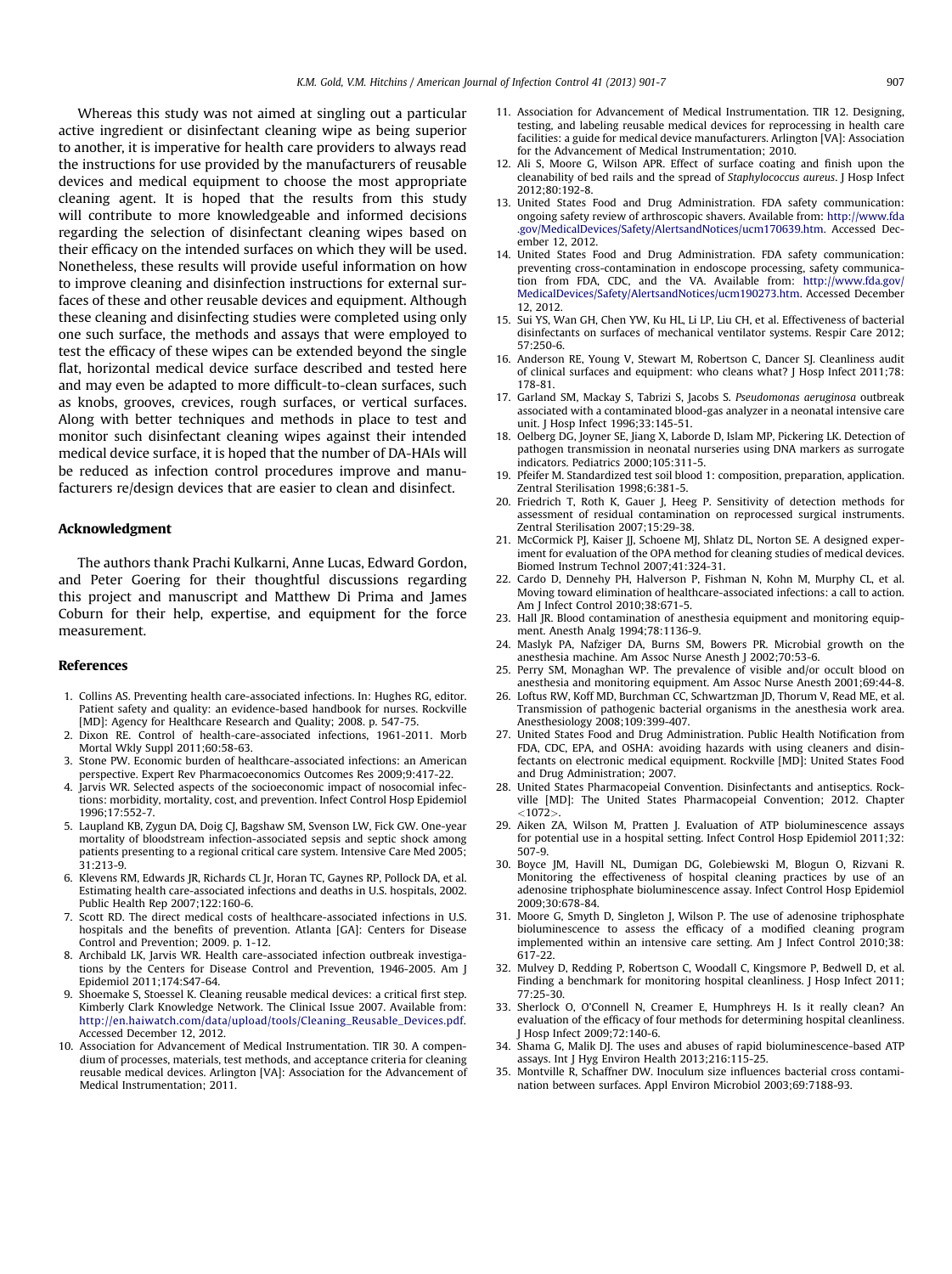Whereas this study was not aimed at singling out a particular active ingredient or disinfectant cleaning wipe as being superior to another, it is imperative for health care providers to always read the instructions for use provided by the manufacturers of reusable devices and medical equipment to choose the most appropriate cleaning agent. It is hoped that the results from this study will contribute to more knowledgeable and informed decisions regarding the selection of disinfectant cleaning wipes based on their efficacy on the intended surfaces on which they will be used. Nonetheless, these results will provide useful information on how to improve cleaning and disinfection instructions for external surfaces of these and other reusable devices and equipment. Although these cleaning and disinfecting studies were completed using only one such surface, the methods and assays that were employed to test the efficacy of these wipes can be extended beyond the single flat, horizontal medical device surface described and tested here and may even be adapted to more difficult-to-clean surfaces, such as knobs, grooves, crevices, rough surfaces, or vertical surfaces. Along with better techniques and methods in place to test and monitor such disinfectant cleaning wipes against their intended medical device surface, it is hoped that the number of DA-HAIs will be reduced as infection control procedures improve and manufacturers re/design devices that are easier to clean and disinfect.

## Acknowledgment

The authors thank Prachi Kulkarni, Anne Lucas, Edward Gordon, and Peter Goering for their thoughtful discussions regarding this project and manuscript and Matthew Di Prima and James Coburn for their help, expertise, and equipment for the force measurement.

## References

1. Collins AS. Preventing health care-associated infections. In: Hughes RG, editor. Patient safety and quality: an evidence-based handbook for nurses. Rockville [MD]: Agency for Healthcare Research and Quality; 2008. p. 547-75.
2. Dixon RE. Control of health-care-associated infections, 1961-2011. Morb Mortal Wkly Suppl 2011;60:58-63.
3. Stone PW. Economic burden of healthcare-associated infections: an American perspective. Expert Rev Pharmacoeconomics Outcomes Res 2009;9:417-22.
4. Jarvis WR. Selected aspects of the socioeconomic impact of nosocomial infections: morbidity, mortality, cost, and prevention. Infect Control Hosp Epidemiol 1996;17:552-7.
5. Laupland KB, Zygun DA, Doig CJ, Bagshaw SM, Svenson LW, Fick GW. One-year mortality of bloodstream infection-associated sepsis and septic shock among patients presenting to a regional critical care system. Intensive Care Med 2005; 31:213-9.
6. Klevens RM, Edwards JR, Richards CL Jr, Horan TC, Gaynes RP, Pollock DA, et al. Estimating health care-associated infections and deaths in U.S. hospitals, 2002. Public Health Rep 2007;122:160-6.
7. Scott RD. The direct medical costs of healthcare-associated infections in U.S. hospitals and the benefits of prevention. Atlanta [GA]: Centers for Disease Control and Prevention; 2009. p. 1-12.
8. Archibald LK, Jarvis WR. Health care-associated infection outbreak investigations by the Centers for Disease Control and Prevention, 1946-2005. Am J Epidemiol 2011;174:S47-64.
9. Shoemake S, Stoessel K. Cleaning reusable medical devices: a critical first step. Kimberly Clark Knowledge Network. The Clinical Issue 2007. Available from: http://en.haiwatch.com/data/upload/tools/Cleaning_Reusable_Devices.pdf. Accessed December 12, 2012.
10. Association for Advancement of Medical Instrumentation. TIR 30. A compendium of processes, materials, test methods, and acceptance criteria for cleaning reusable medical devices. Arlington [VA]: Association for the Advancement of Medical Instrumentation; 2011.
11. Association for Advancement of Medical Instrumentation. TIR 12. Designing, testing, and labeling reusable medical devices for reprocessing in health care facilities: a guide for medical device manufacturers. Arlington [VA]: Association for the Advancement of Medical Instrumentation; 2010.
12. Ali S, Moore G, Wilson APR. Effect of surface coating and finish upon the cleanability of bed rails and the spread of *Staphylococcus aureus*. J Hosp Infect 2012;80:192-8.
13. United States Food and Drug Administration. FDA safety communication: ongoing safety review of arthroscopic shavers. Available from: http://www.fda.gov/MedicalDevices/Safety/AlertsandNotices/ucm170639.htm. Accessed December 12, 2012.
14. United States Food and Drug Administration. FDA safety communication: preventing cross-contamination in endoscope processing, safety communication from FDA, CDC, and the VA. Available from: http://www.fda.gov/MedicalDevices/Safety/AlertsandNotices/ucm190273.htm. Accessed December 12, 2012.
15. Sui YS, Wan GH, Chen YW, Ku HL, Li LP, Liu CH, et al. Effectiveness of bacterial disinfectants on surfaces of mechanical ventilator systems. Respir Care 2012; 57:250-6.
16. Anderson RE, Young V, Stewart M, Robertson C, Dancer SJ. Cleanliness audit of clinical surfaces and equipment: who cleans what? J Hosp Infect 2011;78: 178-81.
17. Garland SM, Mackay S, Tabrizi S, Jacobs S. *Pseudomonas aeruginosa* outbreak associated with a contaminated blood-gas analyzer in a neonatal intensive care unit. J Hosp Infect 1996;33:145-51.
18. Oelberg DG, Joyner SE, Jiang X, Laborde D, Islam MP, Pickering LK. Detection of pathogen transmission in neonatal nurseries using DNA markers as surrogate indicators. Pediatrics 2000;105:311-5.
19. Pfeifer M. Standardized test soil blood 1: composition, preparation, application. Zentral Sterilisation 1998;6:381-5.
20. Friedrich T, Roth K, Gauer J, Heeg P. Sensitivity of detection methods for assessment of residual contamination on reprocessed surgical instruments. Zentral Sterilisation 2007;15:29-38.
21. McCormick PJ, Kaiser JJ, Schoene MJ, Shlatz DL, Norton SE. A designed experiment for evaluation of the OPA method for cleaning studies of medical devices. Biomed Instrum Technol 2007;41:324-31.
22. Cardo D, Dennehy PH, Halverson P, Fishman N, Kohn M, Murphy CL, et al. Moving toward elimination of healthcare-associated infections: a call to action. Am J Infect Control 2010;38:671-5.
23. Hall JR. Blood contamination of anesthesia equipment and monitoring equipment. Anesth Analg 1994;78:1136-9.
24. Maslyk PA, Nafziger DA, Burns SM, Bowers PR. Microbial growth on the anesthesia machine. Am Assoc Nurse Anesth J 2002;70:53-6.
25. Perry SM, Monaghan WP. The prevalence of visible and/or occult blood on anesthesia and monitoring equipment. Am Assoc Nurse Anesth 2001;69:44-8.
26. Loftus RW, Koff MD, Burchman CC, Schwartzman JD, Thorum V, Read ME, et al. Transmission of pathogenic bacterial organisms in the anesthesia work area. Anesthesiology 2008;109:399-407.
27. United States Food and Drug Administration. Public Health Notification from FDA, CDC, EPA, and OSHA: avoiding hazards with using cleaners and disinfectants on electronic medical equipment. Rockville [MD]: United States Food and Drug Administration; 2007.
28. United States Pharmacopeial Convention. Disinfectants and antiseptics. Rockville [MD]: The United States Pharmacopeial Convention; 2012. Chapter <1072>.
29. Aiken ZA, Wilson M, Pratten J. Evaluation of ATP bioluminescence assays for potential use in a hospital setting. Infect Control Hosp Epidemiol 2011;32: 507-9.
30. Boyce JM, Havill NL, Dumigan DG, Golebiewski M, Blogun O, Rizvani R. Monitoring the effectiveness of hospital cleaning practices by use of an adenosine triphosphate bioluminescence assay. Infect Control Hosp Epidemiol 2009;30:678-84.
31. Moore G, Smyth D, Singleton J, Wilson P. The use of adenosine triphosphate bioluminescence to assess the efficacy of a modified cleaning program implemented within an intensive care setting. Am J Infect Control 2010;38: 617-22.
32. Mulvey D, Redding P, Robertson C, Woodall C, Kingsmore P, Bedwell D, et al. Finding a benchmark for monitoring hospital cleanliness. J Hosp Infect 2011; 77:25-30.
33. Sherlock O, O'Connell N, Creamer E, Humphreys H. Is it really clean? An evaluation of the efficacy of four methods for determining hospital cleanliness. J Hosp Infect 2009;72:140-6.
34. Shama G, Malik DJ. The uses and abuses of rapid bioluminescence-based ATP assays. Int J Hyg Environ Health 2013;216:115-25.
35. Montville R, Schaffner DW. Inoculum size influences bacterial cross contamination between surfaces. Appl Environ Microbiol 2003;69:7188-93.